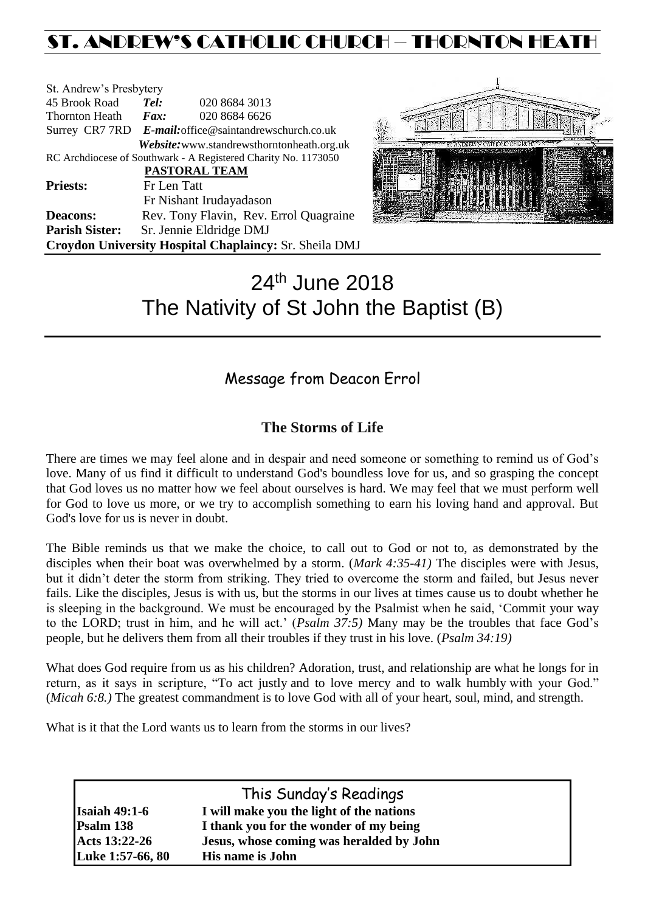# ST. ANDREW'S CATHOLIC CHURCH – THORNTON HEATH

St. Andrew's Presbytery
45 Brook Road *Tel:* 020 8684 3013
Thornton Heath *Fax:* 020 8684 6626
Surrey CR7 7RD *E-mail:* office@saintandrewschurch.co.uk
*Website:* www.standrewsthorntonheath.org.uk
RC Archdiocese of Southwark - A Registered Charity No. 1173050

**PASTORAL TEAM**

**Priests:** Fr Len Tatt
Fr Nishant Irudayadason
**Deacons:** Rev. Tony Flavin, Rev. Errol Quagraine
**Parish Sister:** Sr. Jennie Eldridge DMJ
**Croydon University Hospital Chaplaincy:** Sr. Sheila DMJ

# 24th June 2018
# The Nativity of St John the Baptist (B)

## Message from Deacon Errol

### The Storms of Life

There are times we may feel alone and in despair and need someone or something to remind us of God's love. Many of us find it difficult to understand God's boundless love for us, and so grasping the concept that God loves us no matter how we feel about ourselves is hard. We may feel that we must perform well for God to love us more, or we try to accomplish something to earn his loving hand and approval. But God's love for us is never in doubt.

The Bible reminds us that we make the choice, to call out to God or not to, as demonstrated by the disciples when their boat was overwhelmed by a storm. (*Mark 4:35-41)* The disciples were with Jesus, but it didn't deter the storm from striking. They tried to overcome the storm and failed, but Jesus never fails. Like the disciples, Jesus is with us, but the storms in our lives at times cause us to doubt whether he is sleeping in the background. We must be encouraged by the Psalmist when he said, 'Commit your way to the LORD; trust in him, and he will act.' (*Psalm 37:5)* Many may be the troubles that face God's people, but he delivers them from all their troubles if they trust in his love. (*Psalm 34:19)*

What does God require from us as his children? Adoration, trust, and relationship are what he longs for in return, as it says in scripture, "To act justly and to love mercy and to walk humbly with your God." (*Micah 6:8.)* The greatest commandment is to love God with all of your heart, soul, mind, and strength.

What is it that the Lord wants us to learn from the storms in our lives?

## This Sunday's Readings

| | |
|---|---|
| **Isaiah 49:1-6** | **I will make you the light of the nations** |
| **Psalm 138** | **I thank you for the wonder of my being** |
| **Acts 13:22-26** | **Jesus, whose coming was heralded by John** |
| **Luke 1:57-66, 80** | **His name is John** |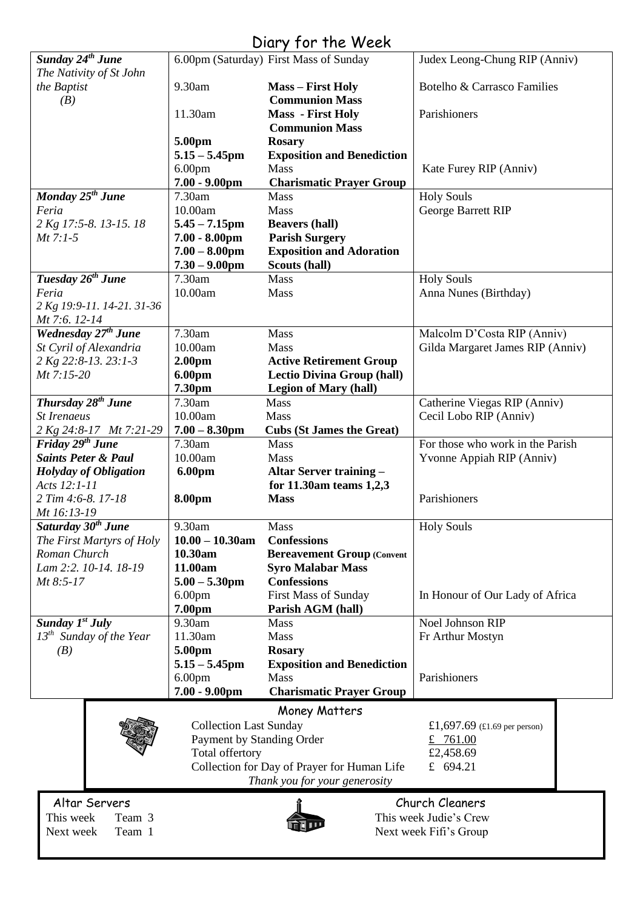# Diary for the Week

| Day | Time | Event | Intention |
|---|---|---|---|
| ***Sunday 24th June*** *The Nativity of St John the Baptist (B)* | 6.00pm (Saturday) | First Mass of Sunday | Judex Leong-Chung RIP (Anniv) |
| | 9.30am | **Mass – First Holy Communion Mass** | Botelho & Carrasco Families |
| | 11.30am | **Mass - First Holy Communion Mass** | Parishioners |
| | **5.00pm** | **Rosary** | |
| | **5.15 – 5.45pm** | **Exposition and Benediction** | |
| | 6.00pm | Mass | Kate Furey RIP (Anniv) |
| | **7.00 - 9.00pm** | **Charismatic Prayer Group** | |
| ***Monday 25th June*** *Feria* *2 Kg 17:5-8. 13-15. 18* *Mt 7:1-5* | 7.30am | Mass | Holy Souls |
| | 10.00am | Mass | George Barrett RIP |
| | **5.45 – 7.15pm** | **Beavers (hall)** | |
| | **7.00 - 8.00pm** | **Parish Surgery** | |
| | **7.00 – 8.00pm** | **Exposition and Adoration** | |
| | **7.30 – 9.00pm** | **Scouts (hall)** | |
| ***Tuesday 26th June*** *Feria* *2 Kg 19:9-11. 14-21. 31-36* *Mt 7:6. 12-14* | 7.30am | Mass | Holy Souls |
| | 10.00am | Mass | Anna Nunes (Birthday) |
| ***Wednesday 27th June*** *St Cyril of Alexandria* *2 Kg 22:8-13. 23:1-3* *Mt 7:15-20* | 7.30am | Mass | Malcolm D'Costa RIP (Anniv) |
| | 10.00am | Mass | Gilda Margaret James RIP (Anniv) |
| | **2.00pm** | **Active Retirement Group** | |
| | **6.00pm** | **Lectio Divina Group (hall)** | |
| | **7.30pm** | **Legion of Mary (hall)** | |
| ***Thursday 28th June*** *St Irenaeus* *2 Kg 24:8-17 Mt 7:21-29* | 7.30am | Mass | Catherine Viegas RIP (Anniv) |
| | 10.00am | Mass | Cecil Lobo RIP (Anniv) |
| | **7.00 – 8.30pm** | **Cubs (St James the Great)** | |
| ***Friday 29th June*** ***Saints Peter & Paul*** ***Holyday of Obligation*** *Acts 12:1-11* *2 Tim 4:6-8. 17-18* *Mt 16:13-19* | 7.30am | Mass | For those who work in the Parish |
| | 10.00am | Mass | Yvonne Appiah RIP (Anniv) |
| | **6.00pm** | **Altar Server training – for 11.30am teams 1,2,3** | |
| | **8.00pm** | **Mass** | Parishioners |
| ***Saturday 30th June*** *The First Martyrs of Holy Roman Church* *Lam 2:2. 10-14. 18-19* *Mt 8:5-17* | 9.30am | Mass | Holy Souls |
| | **10.00 – 10.30am** | **Confessions** | |
| | **10.30am** | **Bereavement Group (Convent** | |
| | **11.00am** | **Syro Malabar Mass** | |
| | **5.00 – 5.30pm** | **Confessions** | |
| | 6.00pm | First Mass of Sunday | In Honour of Our Lady of Africa |
| | **7.00pm** | **Parish AGM (hall)** | |
| ***Sunday 1st July*** *13th Sunday of the Year (B)* | 9.30am | Mass | Noel Johnson RIP |
| | 11.30am | Mass | Fr Arthur Mostyn |
| | **5.00pm** | **Rosary** | |
| | **5.15 – 5.45pm** | **Exposition and Benediction** | |
| | 6.00pm | Mass | Parishioners |
| | **7.00 - 9.00pm** | **Charismatic Prayer Group** | |

## Money Matters

| | |
|---|---|
| Collection Last Sunday | £1,697.69 (£1.69 per person) |
| Payment by Standing Order | £ 761.00 |
| Total offertory | £2,458.69 |
| Collection for Day of Prayer for Human Life | £ 694.21 |

*Thank you for your generosity*

## Altar Servers

This week Team 3
Next week Team 1

## Church Cleaners

This week Judie's Crew
Next week Fifi's Group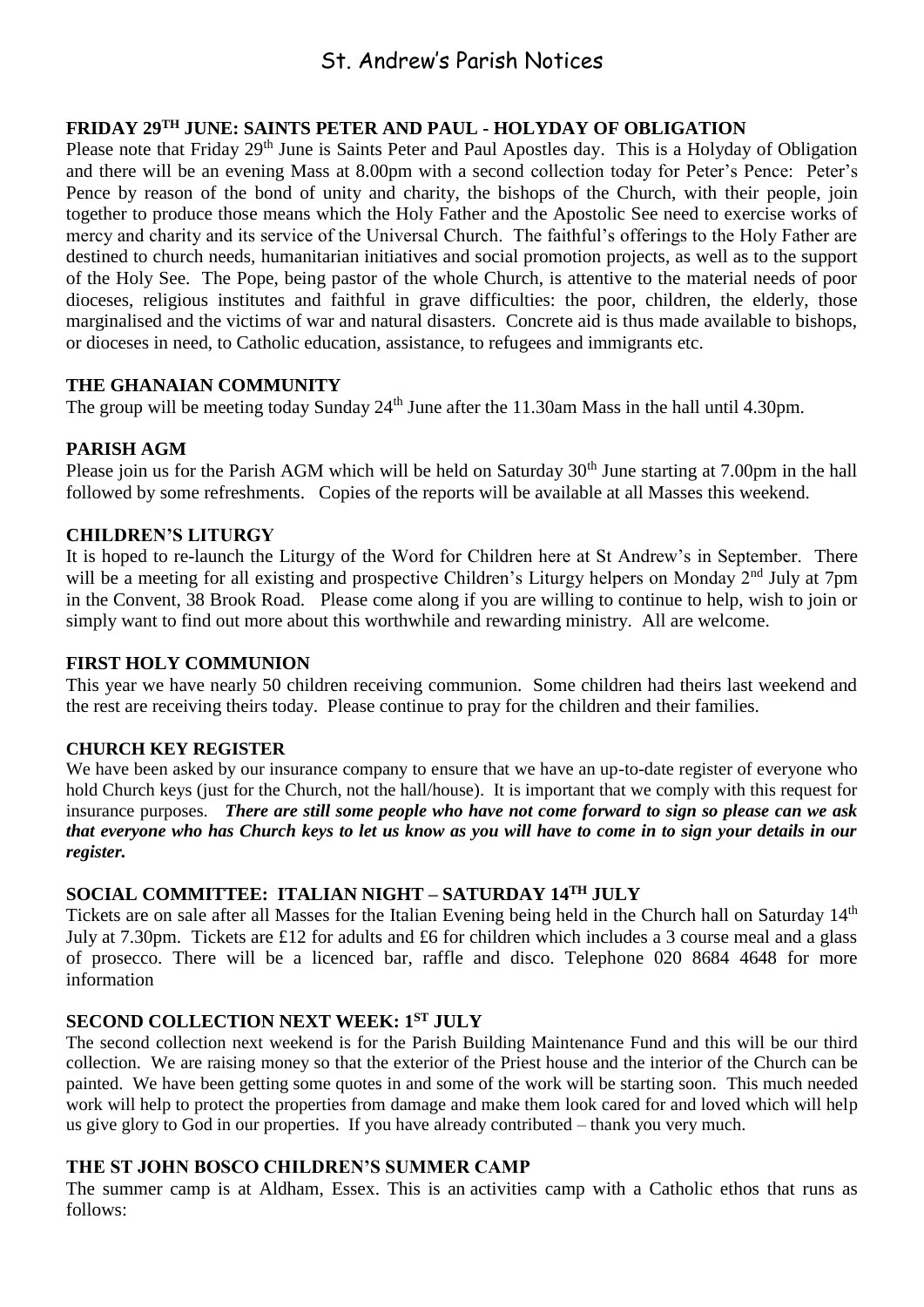# St. Andrew's Parish Notices

### FRIDAY 29TH JUNE: SAINTS PETER AND PAUL - HOLYDAY OF OBLIGATION

Please note that Friday 29th June is Saints Peter and Paul Apostles day. This is a Holyday of Obligation and there will be an evening Mass at 8.00pm with a second collection today for Peter's Pence: Peter's Pence by reason of the bond of unity and charity, the bishops of the Church, with their people, join together to produce those means which the Holy Father and the Apostolic See need to exercise works of mercy and charity and its service of the Universal Church. The faithful's offerings to the Holy Father are destined to church needs, humanitarian initiatives and social promotion projects, as well as to the support of the Holy See. The Pope, being pastor of the whole Church, is attentive to the material needs of poor dioceses, religious institutes and faithful in grave difficulties: the poor, children, the elderly, those marginalised and the victims of war and natural disasters. Concrete aid is thus made available to bishops, or dioceses in need, to Catholic education, assistance, to refugees and immigrants etc.

### THE GHANAIAN COMMUNITY

The group will be meeting today Sunday 24th June after the 11.30am Mass in the hall until 4.30pm.

### PARISH AGM

Please join us for the Parish AGM which will be held on Saturday 30th June starting at 7.00pm in the hall followed by some refreshments. Copies of the reports will be available at all Masses this weekend.

### CHILDREN'S LITURGY

It is hoped to re-launch the Liturgy of the Word for Children here at St Andrew's in September. There will be a meeting for all existing and prospective Children's Liturgy helpers on Monday 2nd July at 7pm in the Convent, 38 Brook Road. Please come along if you are willing to continue to help, wish to join or simply want to find out more about this worthwhile and rewarding ministry. All are welcome.

### FIRST HOLY COMMUNION

This year we have nearly 50 children receiving communion. Some children had theirs last weekend and the rest are receiving theirs today. Please continue to pray for the children and their families.

### CHURCH KEY REGISTER

We have been asked by our insurance company to ensure that we have an up-to-date register of everyone who hold Church keys (just for the Church, not the hall/house). It is important that we comply with this request for insurance purposes. ***There are still some people who have not come forward to sign so please can we ask that everyone who has Church keys to let us know as you will have to come in to sign your details in our register.***

### SOCIAL COMMITTEE: ITALIAN NIGHT – SATURDAY 14TH JULY

Tickets are on sale after all Masses for the Italian Evening being held in the Church hall on Saturday 14th July at 7.30pm. Tickets are £12 for adults and £6 for children which includes a 3 course meal and a glass of prosecco. There will be a licenced bar, raffle and disco. Telephone 020 8684 4648 for more information

### SECOND COLLECTION NEXT WEEK: 1ST JULY

The second collection next weekend is for the Parish Building Maintenance Fund and this will be our third collection. We are raising money so that the exterior of the Priest house and the interior of the Church can be painted. We have been getting some quotes in and some of the work will be starting soon. This much needed work will help to protect the properties from damage and make them look cared for and loved which will help us give glory to God in our properties. If you have already contributed – thank you very much.

### THE ST JOHN BOSCO CHILDREN'S SUMMER CAMP

The summer camp is at Aldham, Essex. This is an activities camp with a Catholic ethos that runs as follows: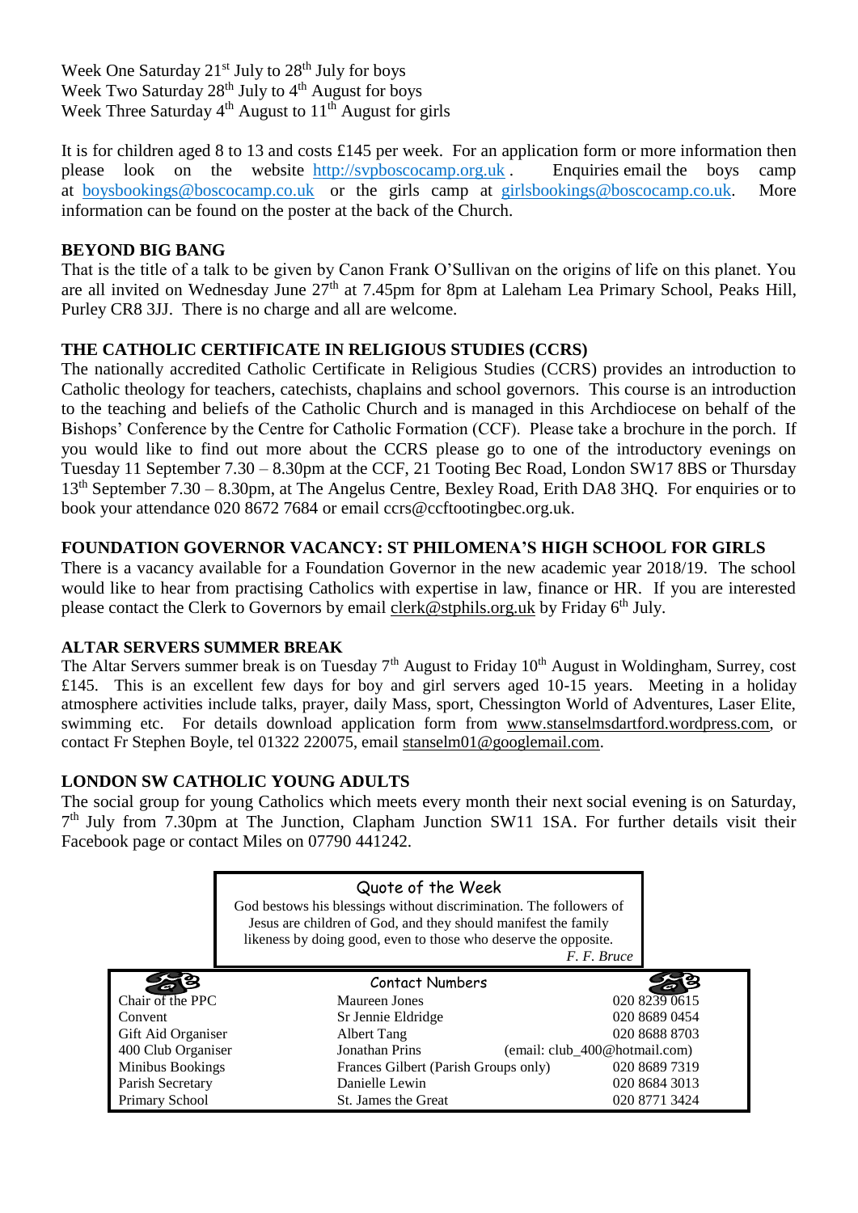Week One Saturday 21st July to 28th July for boys
Week Two Saturday 28th July to 4th August for boys
Week Three Saturday 4th August to 11th August for girls

It is for children aged 8 to 13 and costs £145 per week. For an application form or more information then please look on the website http://svpboscocamp.org.uk . Enquiries email the boys camp at boysbookings@boscocamp.co.uk or the girls camp at girlsbookings@boscocamp.co.uk. More information can be found on the poster at the back of the Church.

**BEYOND BIG BANG**

That is the title of a talk to be given by Canon Frank O'Sullivan on the origins of life on this planet. You are all invited on Wednesday June 27th at 7.45pm for 8pm at Laleham Lea Primary School, Peaks Hill, Purley CR8 3JJ. There is no charge and all are welcome.

**THE CATHOLIC CERTIFICATE IN RELIGIOUS STUDIES (CCRS)**

The nationally accredited Catholic Certificate in Religious Studies (CCRS) provides an introduction to Catholic theology for teachers, catechists, chaplains and school governors. This course is an introduction to the teaching and beliefs of the Catholic Church and is managed in this Archdiocese on behalf of the Bishops' Conference by the Centre for Catholic Formation (CCF). Please take a brochure in the porch. If you would like to find out more about the CCRS please go to one of the introductory evenings on Tuesday 11 September 7.30 – 8.30pm at the CCF, 21 Tooting Bec Road, London SW17 8BS or Thursday 13th September 7.30 – 8.30pm, at The Angelus Centre, Bexley Road, Erith DA8 3HQ. For enquiries or to book your attendance 020 8672 7684 or email ccrs@ccftootingbec.org.uk.

**FOUNDATION GOVERNOR VACANCY: ST PHILOMENA'S HIGH SCHOOL FOR GIRLS**

There is a vacancy available for a Foundation Governor in the new academic year 2018/19. The school would like to hear from practising Catholics with expertise in law, finance or HR. If you are interested please contact the Clerk to Governors by email clerk@stphils.org.uk by Friday 6th July.

**ALTAR SERVERS SUMMER BREAK**

The Altar Servers summer break is on Tuesday 7th August to Friday 10th August in Woldingham, Surrey, cost £145. This is an excellent few days for boy and girl servers aged 10-15 years. Meeting in a holiday atmosphere activities include talks, prayer, daily Mass, sport, Chessington World of Adventures, Laser Elite, swimming etc. For details download application form from www.stanselmsdartford.wordpress.com, or contact Fr Stephen Boyle, tel 01322 220075, email stanselm01@googlemail.com.

**LONDON SW CATHOLIC YOUNG ADULTS**

The social group for young Catholics which meets every month their next social evening is on Saturday, 7th July from 7.30pm at The Junction, Clapham Junction SW11 1SA. For further details visit their Facebook page or contact Miles on 07790 441242.

**Quote of the Week**

God bestows his blessings without discrimination. The followers of Jesus are children of God, and they should manifest the family likeness by doing good, even to those who deserve the opposite.

*F. F. Bruce*

**Contact Numbers**

| | | |
|---|---|---|
| Chair of the PPC | Maureen Jones | 020 8239 0615 |
| Convent | Sr Jennie Eldridge | 020 8689 0454 |
| Gift Aid Organiser | Albert Tang | 020 8688 8703 |
| 400 Club Organiser | Jonathan Prins | (email: club_400@hotmail.com) |
| Minibus Bookings | Frances Gilbert (Parish Groups only) | 020 8689 7319 |
| Parish Secretary | Danielle Lewin | 020 8684 3013 |
| Primary School | St. James the Great | 020 8771 3424 |